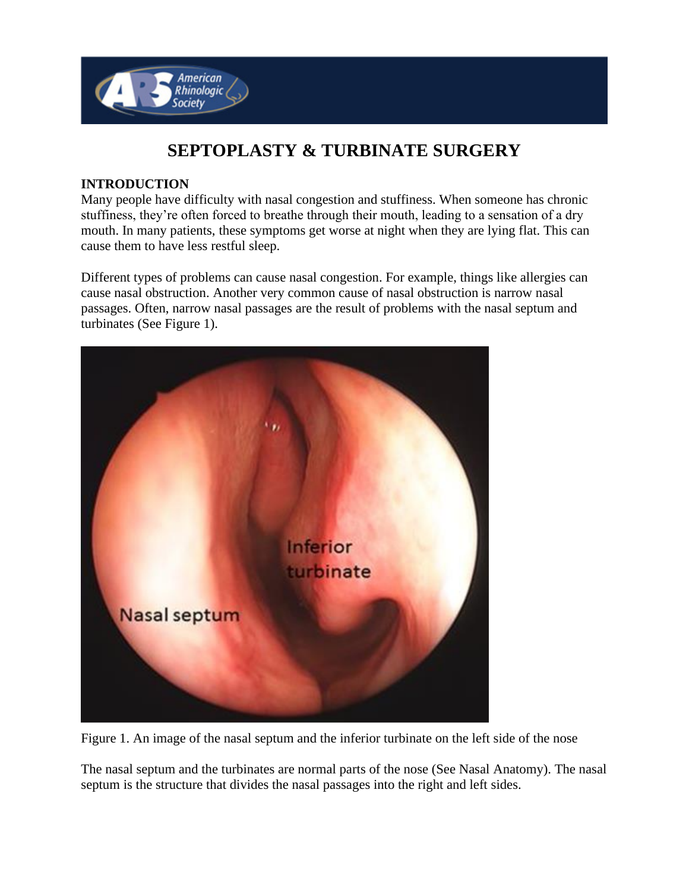# SEPTOPLASTY & TURBINATE SURGERY

**INTRODUCTION**

Many people have difficulty with nasal congestion and stuffiness. When someone has chronic stuffiness, they're often forced to breathe through their mouth, leading to a sensation of a dry mouth. In many patients, these symptoms get worse at night when they are lying flat. This can cause them to have less restful sleep.

Different types of problems can cause nasal congestion. For example, things like allergies can cause nasal obstruction. Another very common cause of nasal obstruction is narrow nasal passages. Often, narrow nasal passages are the result of problems with the nasal septum and turbinates (See Figure 1).

Figure 1. An image of the nasal septum and the inferior turbinate on the left side of the nose

The nasal septum and the turbinates are normal parts of the nose (See Nasal Anatomy). The nasal septum is the structure that divides the nasal passages into the right and left sides.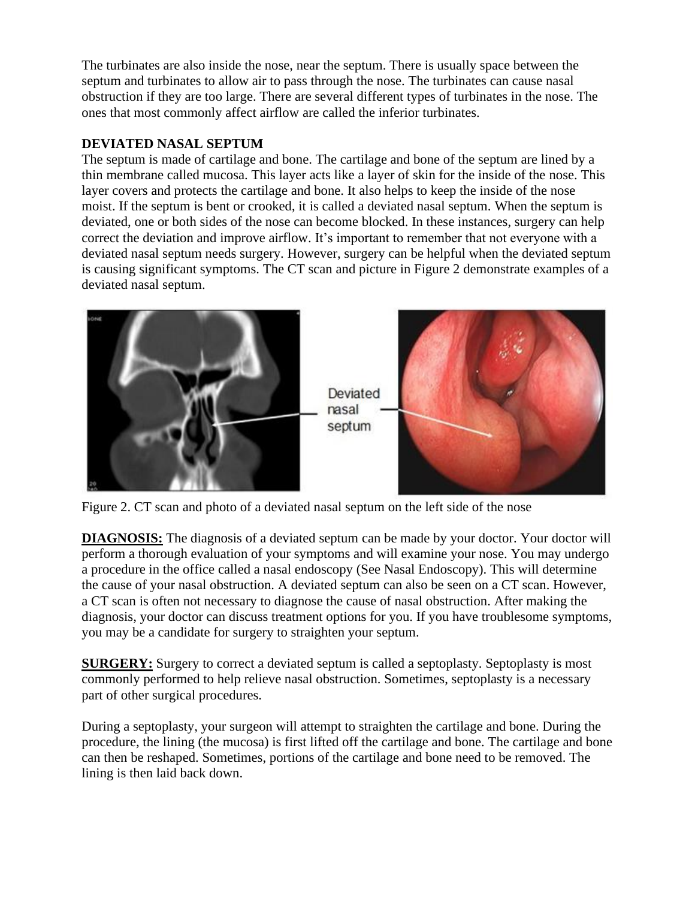The turbinates are also inside the nose, near the septum. There is usually space between the septum and turbinates to allow air to pass through the nose. The turbinates can cause nasal obstruction if they are too large. There are several different types of turbinates in the nose. The ones that most commonly affect airflow are called the inferior turbinates.

**DEVIATED NASAL SEPTUM**

The septum is made of cartilage and bone. The cartilage and bone of the septum are lined by a thin membrane called mucosa. This layer acts like a layer of skin for the inside of the nose. This layer covers and protects the cartilage and bone. It also helps to keep the inside of the nose moist. If the septum is bent or crooked, it is called a deviated nasal septum. When the septum is deviated, one or both sides of the nose can become blocked. In these instances, surgery can help correct the deviation and improve airflow. It's important to remember that not everyone with a deviated nasal septum needs surgery. However, surgery can be helpful when the deviated septum is causing significant symptoms. The CT scan and picture in Figure 2 demonstrate examples of a deviated nasal septum.

Figure 2. CT scan and photo of a deviated nasal septum on the left side of the nose

**DIAGNOSIS:** The diagnosis of a deviated septum can be made by your doctor. Your doctor will perform a thorough evaluation of your symptoms and will examine your nose. You may undergo a procedure in the office called a nasal endoscopy (See Nasal Endoscopy). This will determine the cause of your nasal obstruction. A deviated septum can also be seen on a CT scan. However, a CT scan is often not necessary to diagnose the cause of nasal obstruction. After making the diagnosis, your doctor can discuss treatment options for you. If you have troublesome symptoms, you may be a candidate for surgery to straighten your septum.

**SURGERY:** Surgery to correct a deviated septum is called a septoplasty. Septoplasty is most commonly performed to help relieve nasal obstruction. Sometimes, septoplasty is a necessary part of other surgical procedures.

During a septoplasty, your surgeon will attempt to straighten the cartilage and bone. During the procedure, the lining (the mucosa) is first lifted off the cartilage and bone. The cartilage and bone can then be reshaped. Sometimes, portions of the cartilage and bone need to be removed. The lining is then laid back down.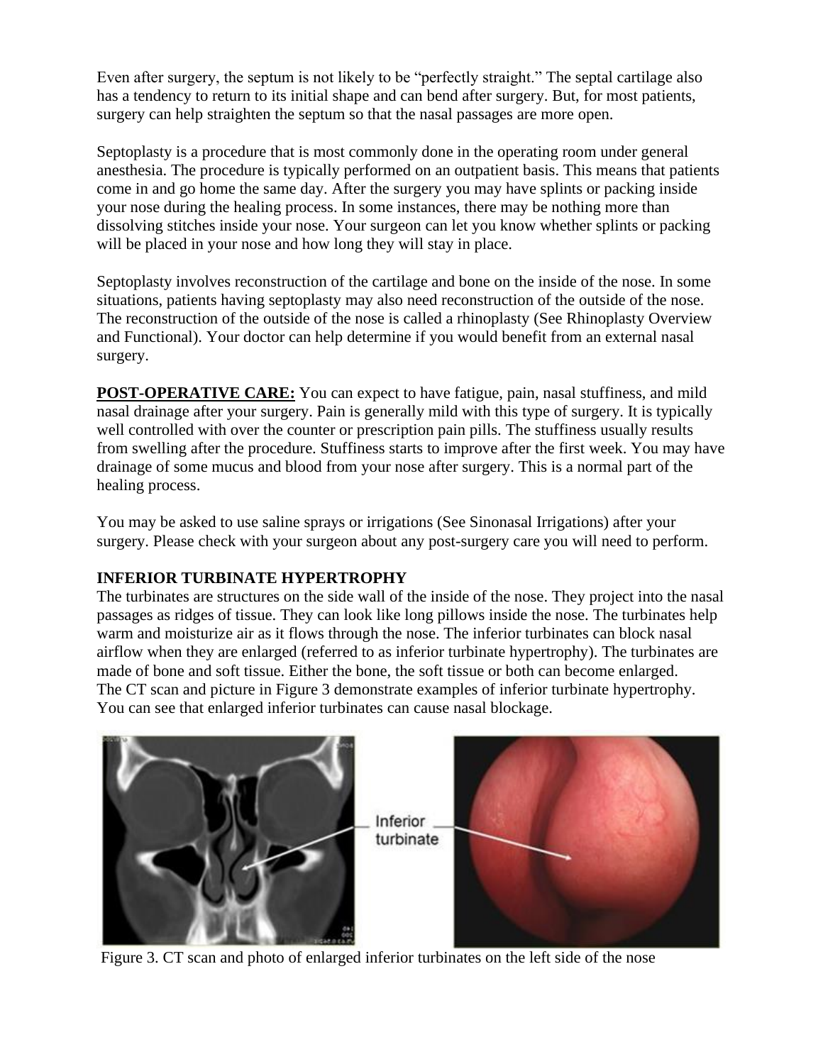Even after surgery, the septum is not likely to be "perfectly straight." The septal cartilage also has a tendency to return to its initial shape and can bend after surgery. But, for most patients, surgery can help straighten the septum so that the nasal passages are more open.

Septoplasty is a procedure that is most commonly done in the operating room under general anesthesia. The procedure is typically performed on an outpatient basis. This means that patients come in and go home the same day. After the surgery you may have splints or packing inside your nose during the healing process. In some instances, there may be nothing more than dissolving stitches inside your nose. Your surgeon can let you know whether splints or packing will be placed in your nose and how long they will stay in place.

Septoplasty involves reconstruction of the cartilage and bone on the inside of the nose. In some situations, patients having septoplasty may also need reconstruction of the outside of the nose. The reconstruction of the outside of the nose is called a rhinoplasty (See Rhinoplasty Overview and Functional). Your doctor can help determine if you would benefit from an external nasal surgery.

**POST-OPERATIVE CARE:** You can expect to have fatigue, pain, nasal stuffiness, and mild nasal drainage after your surgery. Pain is generally mild with this type of surgery. It is typically well controlled with over the counter or prescription pain pills. The stuffiness usually results from swelling after the procedure. Stuffiness starts to improve after the first week. You may have drainage of some mucus and blood from your nose after surgery. This is a normal part of the healing process.

You may be asked to use saline sprays or irrigations (See Sinonasal Irrigations) after your surgery. Please check with your surgeon about any post-surgery care you will need to perform.

### INFERIOR TURBINATE HYPERTROPHY

The turbinates are structures on the side wall of the inside of the nose. They project into the nasal passages as ridges of tissue. They can look like long pillows inside the nose. The turbinates help warm and moisturize air as it flows through the nose. The inferior turbinates can block nasal airflow when they are enlarged (referred to as inferior turbinate hypertrophy). The turbinates are made of bone and soft tissue. Either the bone, the soft tissue or both can become enlarged. The CT scan and picture in Figure 3 demonstrate examples of inferior turbinate hypertrophy. You can see that enlarged inferior turbinates can cause nasal blockage.

Inferior turbinate

Figure 3. CT scan and photo of enlarged inferior turbinates on the left side of the nose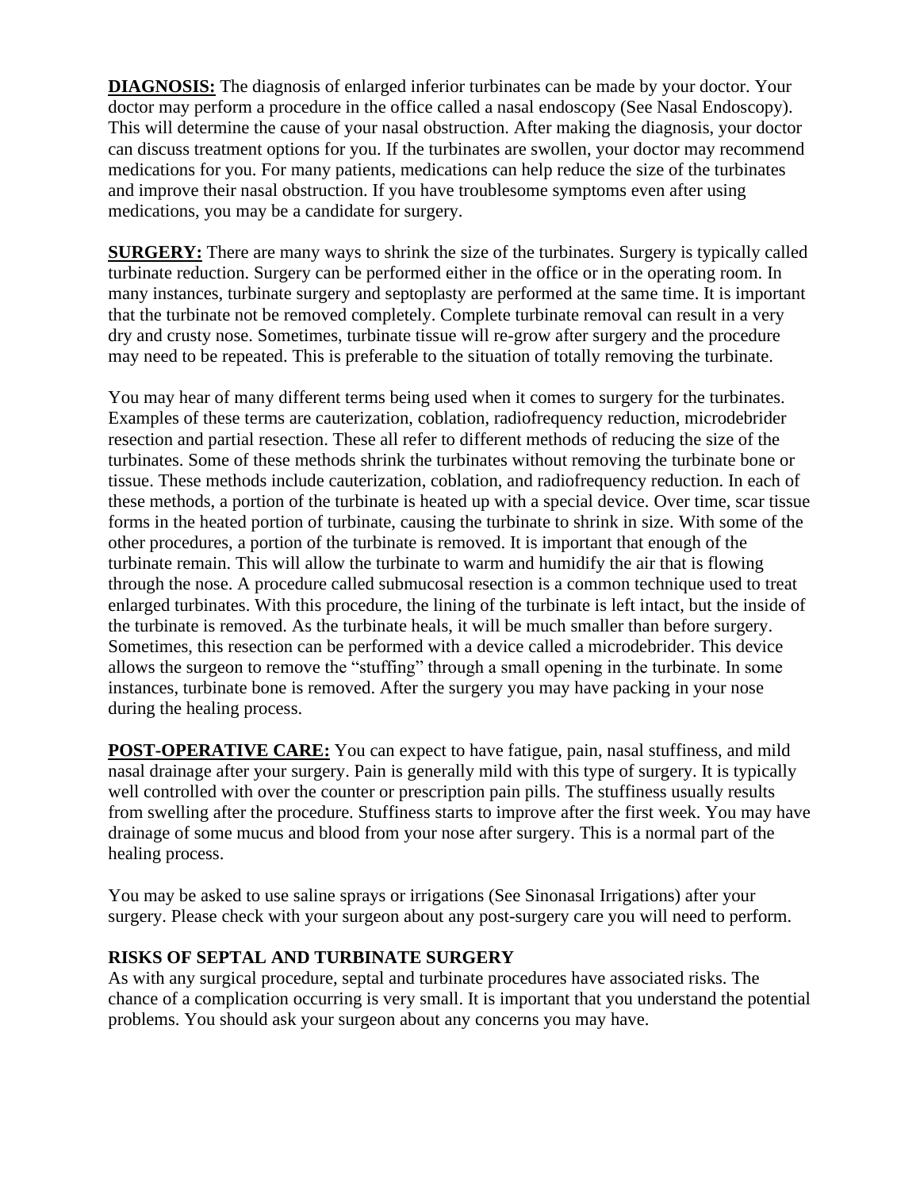**DIAGNOSIS:** The diagnosis of enlarged inferior turbinates can be made by your doctor. Your doctor may perform a procedure in the office called a nasal endoscopy (See Nasal Endoscopy). This will determine the cause of your nasal obstruction. After making the diagnosis, your doctor can discuss treatment options for you. If the turbinates are swollen, your doctor may recommend medications for you. For many patients, medications can help reduce the size of the turbinates and improve their nasal obstruction. If you have troublesome symptoms even after using medications, you may be a candidate for surgery.

**SURGERY:** There are many ways to shrink the size of the turbinates. Surgery is typically called turbinate reduction. Surgery can be performed either in the office or in the operating room. In many instances, turbinate surgery and septoplasty are performed at the same time. It is important that the turbinate not be removed completely. Complete turbinate removal can result in a very dry and crusty nose. Sometimes, turbinate tissue will re-grow after surgery and the procedure may need to be repeated. This is preferable to the situation of totally removing the turbinate.

You may hear of many different terms being used when it comes to surgery for the turbinates. Examples of these terms are cauterization, coblation, radiofrequency reduction, microdebrider resection and partial resection. These all refer to different methods of reducing the size of the turbinates. Some of these methods shrink the turbinates without removing the turbinate bone or tissue. These methods include cauterization, coblation, and radiofrequency reduction. In each of these methods, a portion of the turbinate is heated up with a special device. Over time, scar tissue forms in the heated portion of turbinate, causing the turbinate to shrink in size. With some of the other procedures, a portion of the turbinate is removed. It is important that enough of the turbinate remain. This will allow the turbinate to warm and humidify the air that is flowing through the nose. A procedure called submucosal resection is a common technique used to treat enlarged turbinates. With this procedure, the lining of the turbinate is left intact, but the inside of the turbinate is removed. As the turbinate heals, it will be much smaller than before surgery. Sometimes, this resection can be performed with a device called a microdebrider. This device allows the surgeon to remove the "stuffing" through a small opening in the turbinate. In some instances, turbinate bone is removed. After the surgery you may have packing in your nose during the healing process.

**POST-OPERATIVE CARE:** You can expect to have fatigue, pain, nasal stuffiness, and mild nasal drainage after your surgery. Pain is generally mild with this type of surgery. It is typically well controlled with over the counter or prescription pain pills. The stuffiness usually results from swelling after the procedure. Stuffiness starts to improve after the first week. You may have drainage of some mucus and blood from your nose after surgery. This is a normal part of the healing process.

You may be asked to use saline sprays or irrigations (See Sinonasal Irrigations) after your surgery. Please check with your surgeon about any post-surgery care you will need to perform.

**RISKS OF SEPTAL AND TURBINATE SURGERY**

As with any surgical procedure, septal and turbinate procedures have associated risks. The chance of a complication occurring is very small. It is important that you understand the potential problems. You should ask your surgeon about any concerns you may have.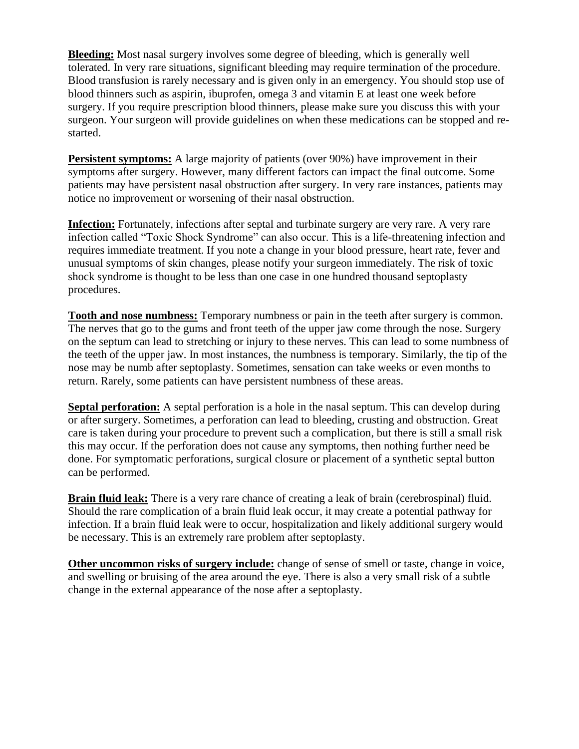**Bleeding:** Most nasal surgery involves some degree of bleeding, which is generally well tolerated. In very rare situations, significant bleeding may require termination of the procedure. Blood transfusion is rarely necessary and is given only in an emergency. You should stop use of blood thinners such as aspirin, ibuprofen, omega 3 and vitamin E at least one week before surgery. If you require prescription blood thinners, please make sure you discuss this with your surgeon. Your surgeon will provide guidelines on when these medications can be stopped and re-started.

**Persistent symptoms:** A large majority of patients (over 90%) have improvement in their symptoms after surgery. However, many different factors can impact the final outcome. Some patients may have persistent nasal obstruction after surgery. In very rare instances, patients may notice no improvement or worsening of their nasal obstruction.

**Infection:** Fortunately, infections after septal and turbinate surgery are very rare. A very rare infection called "Toxic Shock Syndrome" can also occur. This is a life-threatening infection and requires immediate treatment. If you note a change in your blood pressure, heart rate, fever and unusual symptoms of skin changes, please notify your surgeon immediately. The risk of toxic shock syndrome is thought to be less than one case in one hundred thousand septoplasty procedures.

**Tooth and nose numbness:** Temporary numbness or pain in the teeth after surgery is common. The nerves that go to the gums and front teeth of the upper jaw come through the nose. Surgery on the septum can lead to stretching or injury to these nerves. This can lead to some numbness of the teeth of the upper jaw. In most instances, the numbness is temporary. Similarly, the tip of the nose may be numb after septoplasty. Sometimes, sensation can take weeks or even months to return. Rarely, some patients can have persistent numbness of these areas.

**Septal perforation:** A septal perforation is a hole in the nasal septum. This can develop during or after surgery. Sometimes, a perforation can lead to bleeding, crusting and obstruction. Great care is taken during your procedure to prevent such a complication, but there is still a small risk this may occur. If the perforation does not cause any symptoms, then nothing further need be done. For symptomatic perforations, surgical closure or placement of a synthetic septal button can be performed.

**Brain fluid leak:** There is a very rare chance of creating a leak of brain (cerebrospinal) fluid. Should the rare complication of a brain fluid leak occur, it may create a potential pathway for infection. If a brain fluid leak were to occur, hospitalization and likely additional surgery would be necessary. This is an extremely rare problem after septoplasty.

**Other uncommon risks of surgery include:** change of sense of smell or taste, change in voice, and swelling or bruising of the area around the eye. There is also a very small risk of a subtle change in the external appearance of the nose after a septoplasty.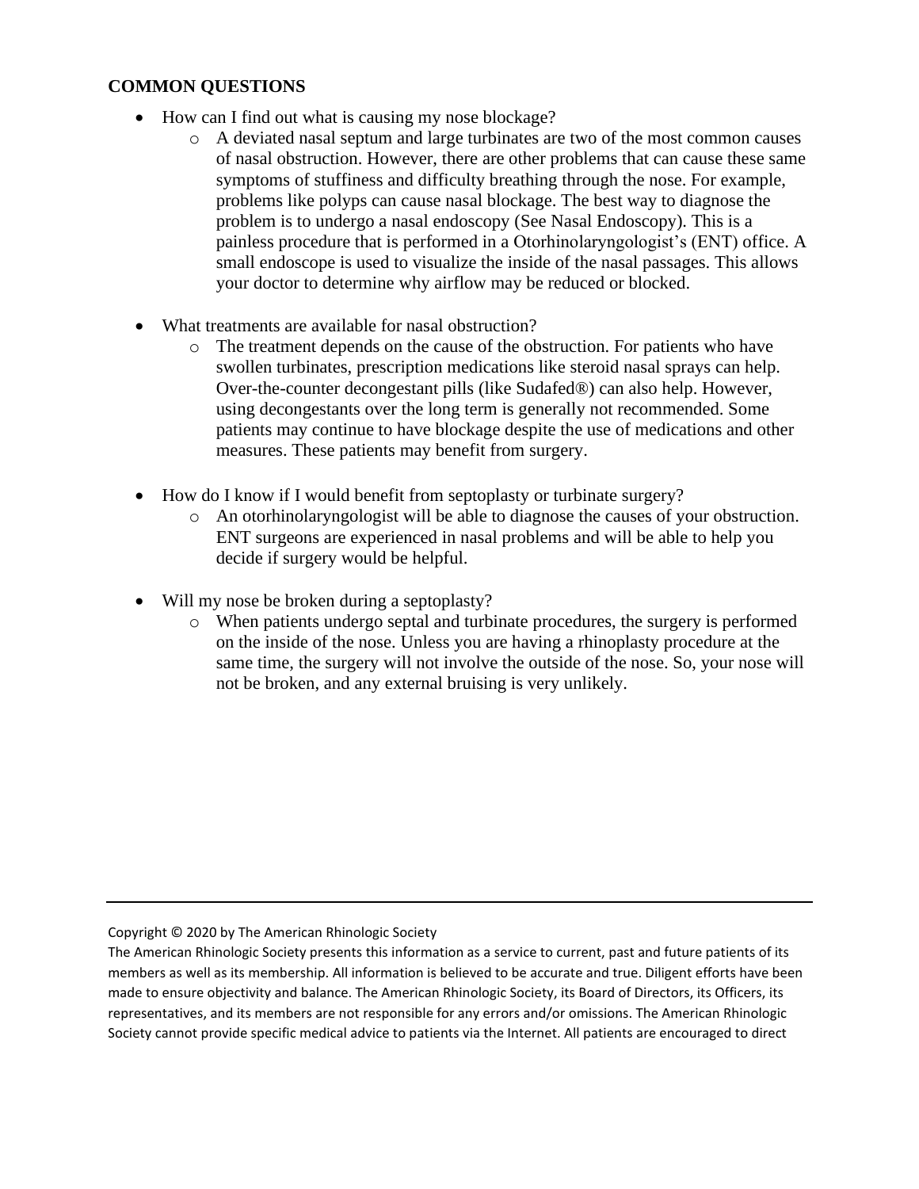**COMMON QUESTIONS**

- How can I find out what is causing my nose blockage?
  - A deviated nasal septum and large turbinates are two of the most common causes of nasal obstruction. However, there are other problems that can cause these same symptoms of stuffiness and difficulty breathing through the nose. For example, problems like polyps can cause nasal blockage. The best way to diagnose the problem is to undergo a nasal endoscopy (See Nasal Endoscopy). This is a painless procedure that is performed in a Otorhinolaryngologist's (ENT) office. A small endoscope is used to visualize the inside of the nasal passages. This allows your doctor to determine why airflow may be reduced or blocked.

- What treatments are available for nasal obstruction?
  - The treatment depends on the cause of the obstruction. For patients who have swollen turbinates, prescription medications like steroid nasal sprays can help. Over-the-counter decongestant pills (like Sudafed®) can also help. However, using decongestants over the long term is generally not recommended. Some patients may continue to have blockage despite the use of medications and other measures. These patients may benefit from surgery.

- How do I know if I would benefit from septoplasty or turbinate surgery?
  - An otorhinolaryngologist will be able to diagnose the causes of your obstruction. ENT surgeons are experienced in nasal problems and will be able to help you decide if surgery would be helpful.

- Will my nose be broken during a septoplasty?
  - When patients undergo septal and turbinate procedures, the surgery is performed on the inside of the nose. Unless you are having a rhinoplasty procedure at the same time, the surgery will not involve the outside of the nose. So, your nose will not be broken, and any external bruising is very unlikely.

---

Copyright © 2020 by The American Rhinologic Society

The American Rhinologic Society presents this information as a service to current, past and future patients of its members as well as its membership. All information is believed to be accurate and true. Diligent efforts have been made to ensure objectivity and balance. The American Rhinologic Society, its Board of Directors, its Officers, its representatives, and its members are not responsible for any errors and/or omissions. The American Rhinologic Society cannot provide specific medical advice to patients via the Internet. All patients are encouraged to direct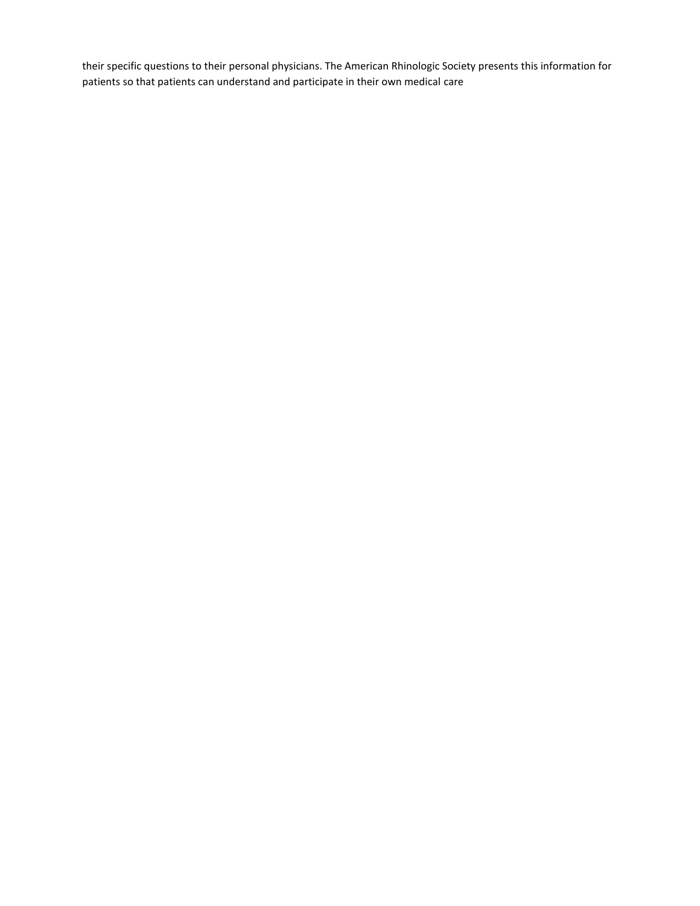their specific questions to their personal physicians. The American Rhinologic Society presents this information for patients so that patients can understand and participate in their own medical care